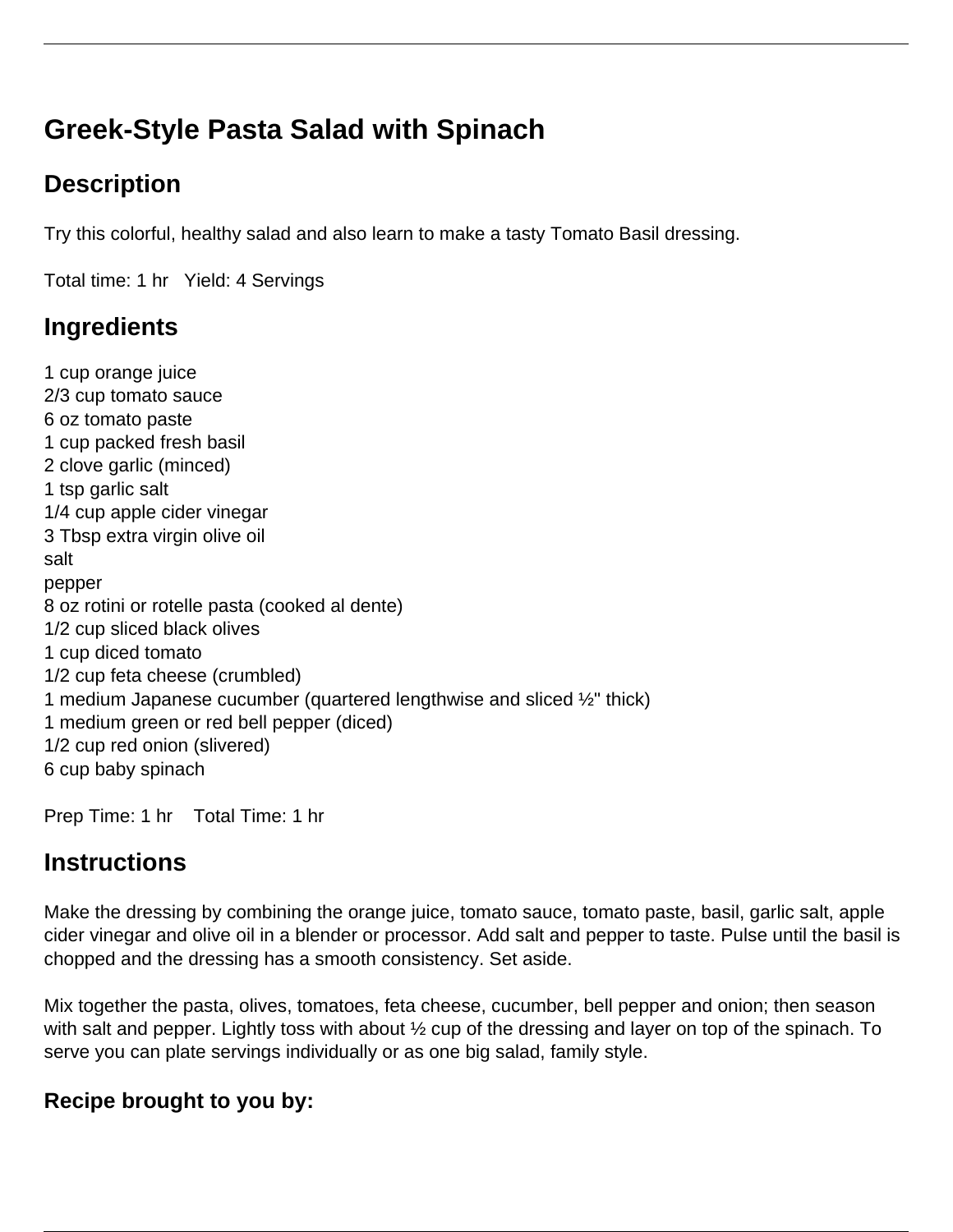# Greek-Style Pasta Salad with Spinach

## Description

Try this colorful, healthy salad and also learn to make a tasty Tomato Basil dressing.

Total time: 1 hr   Yield: 4 Servings

## Ingredients

1 cup orange juice
2/3 cup tomato sauce
6 oz tomato paste
1 cup packed fresh basil
2 clove garlic (minced)
1 tsp garlic salt
1/4 cup apple cider vinegar
3 Tbsp extra virgin olive oil
salt
pepper
8 oz rotini or rotelle pasta (cooked al dente)
1/2 cup sliced black olives
1 cup diced tomato
1/2 cup feta cheese (crumbled)
1 medium Japanese cucumber (quartered lengthwise and sliced ½" thick)
1 medium green or red bell pepper (diced)
1/2 cup red onion (slivered)
6 cup baby spinach

Prep Time: 1 hr   Total Time: 1 hr

## Instructions

Make the dressing by combining the orange juice, tomato sauce, tomato paste, basil, garlic salt, apple cider vinegar and olive oil in a blender or processor. Add salt and pepper to taste. Pulse until the basil is chopped and the dressing has a smooth consistency. Set aside.

Mix together the pasta, olives, tomatoes, feta cheese, cucumber, bell pepper and onion; then season with salt and pepper. Lightly toss with about ½ cup of the dressing and layer on top of the spinach. To serve you can plate servings individually or as one big salad, family style.

### Recipe brought to you by: